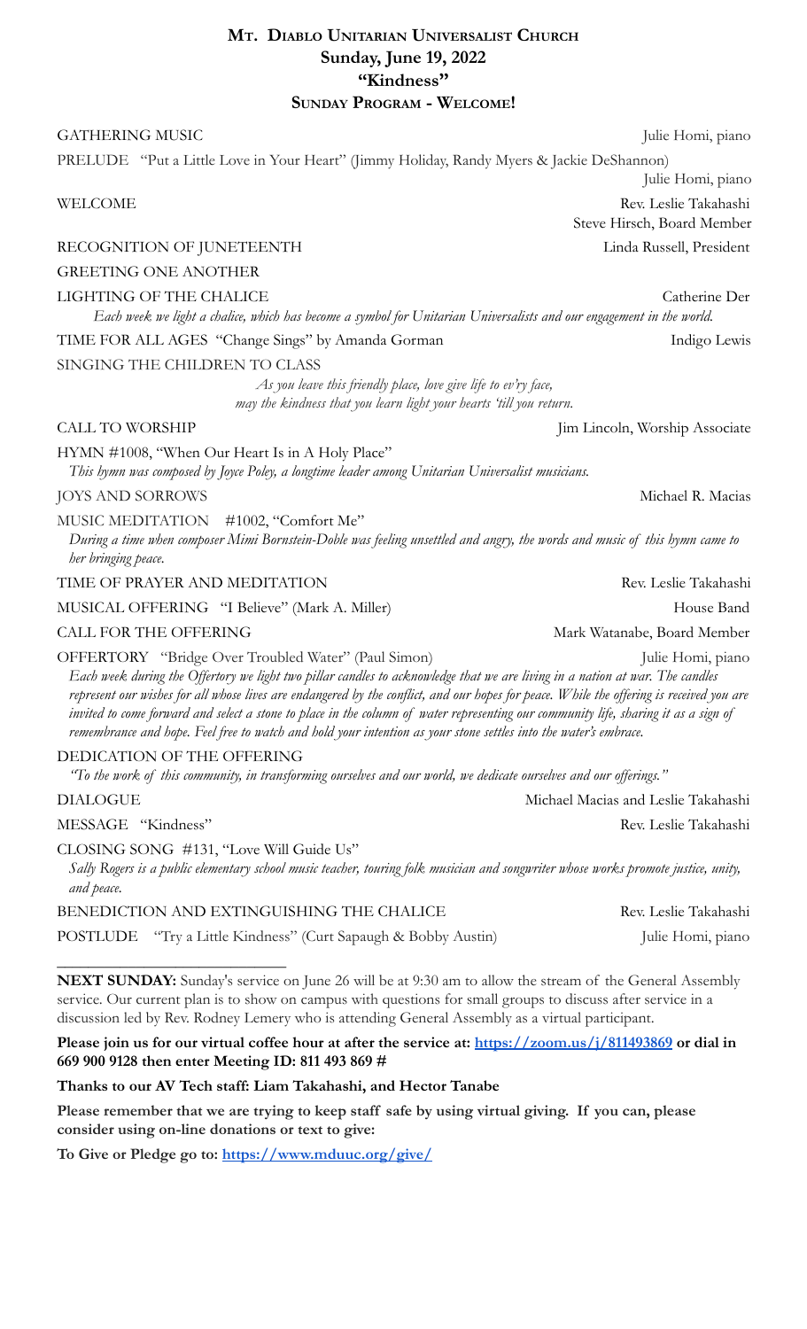# Mt. Diablo Unitarian Universalist Church

## Sunday, June 19, 2022

## "Kindness"

## Sunday Program - Welcome!

GATHERING MUSIC — Julie Homi, piano

PRELUDE "Put a Little Love in Your Heart" (Jimmy Holiday, Randy Myers & Jackie DeShannon) — Julie Homi, piano

WELCOME — Rev. Leslie Takahashi, Steve Hirsch, Board Member

RECOGNITION OF JUNETEENTH — Linda Russell, President

GREETING ONE ANOTHER

LIGHTING OF THE CHALICE — Catherine Der

*Each week we light a chalice, which has become a symbol for Unitarian Universalists and our engagement in the world.*

TIME FOR ALL AGES "Change Sings" by Amanda Gorman — Indigo Lewis

SINGING THE CHILDREN TO CLASS

*As you leave this friendly place, love give life to ev'ry face,*
*may the kindness that you learn light your hearts 'till you return.*

CALL TO WORSHIP — Jim Lincoln, Worship Associate

HYMN #1008, "When Our Heart Is in A Holy Place"

*This hymn was composed by Joyce Poley, a longtime leader among Unitarian Universalist musicians.*

JOYS AND SORROWS — Michael R. Macias

MUSIC MEDITATION #1002, "Comfort Me"

*During a time when composer Mimi Bornstein-Doble was feeling unsettled and angry, the words and music of this hymn came to her bringing peace.*

TIME OF PRAYER AND MEDITATION — Rev. Leslie Takahashi

MUSICAL OFFERING "I Believe" (Mark A. Miller) — House Band

CALL FOR THE OFFERING — Mark Watanabe, Board Member

OFFERTORY "Bridge Over Troubled Water" (Paul Simon) — Julie Homi, piano

*Each week during the Offertory we light two pillar candles to acknowledge that we are living in a nation at war. The candles represent our wishes for all whose lives are endangered by the conflict, and our hopes for peace. While the offering is received you are invited to come forward and select a stone to place in the column of water representing our community life, sharing it as a sign of remembrance and hope. Feel free to watch and hold your intention as your stone settles into the water's embrace.*

DEDICATION OF THE OFFERING

*"To the work of this community, in transforming ourselves and our world, we dedicate ourselves and our offerings."*

DIALOGUE — Michael Macias and Leslie Takahashi

MESSAGE "Kindness" — Rev. Leslie Takahashi

CLOSING SONG #131, "Love Will Guide Us"

*Sally Rogers is a public elementary school music teacher, touring folk musician and songwriter whose works promote justice, unity, and peace.*

BENEDICTION AND EXTINGUISHING THE CHALICE — Rev. Leslie Takahashi

POSTLUDE "Try a Little Kindness" (Curt Sapaugh & Bobby Austin) — Julie Homi, piano

---

**NEXT SUNDAY:** Sunday's service on June 26 will be at 9:30 am to allow the stream of the General Assembly service. Our current plan is to show on campus with questions for small groups to discuss after service in a discussion led by Rev. Rodney Lemery who is attending General Assembly as a virtual participant.

**Please join us for our virtual coffee hour at after the service at: [https://zoom.us/j/811493869](https://zoom.us/j/811493869) or dial in 669 900 9128 then enter Meeting ID: 811 493 869 #**

**Thanks to our AV Tech staff: Liam Takahashi, and Hector Tanabe**

**Please remember that we are trying to keep staff safe by using virtual giving. If you can, please consider using on-line donations or text to give:**

**To Give or Pledge go to: [https://www.mduuc.org/give/](https://www.mduuc.org/give/)**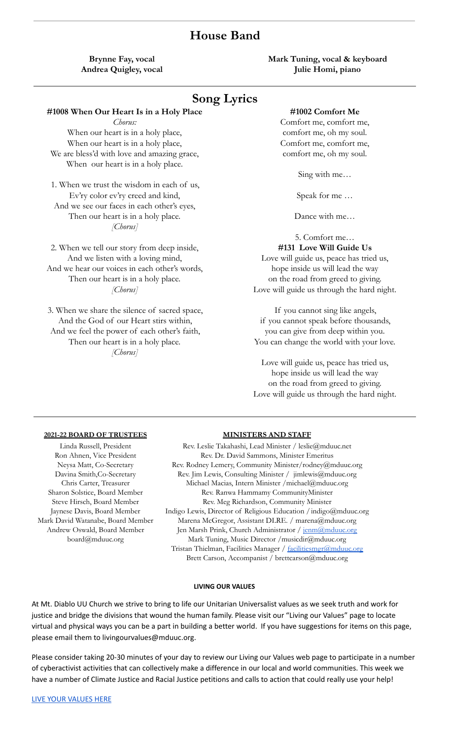# House Band

**Brynne Fay, vocal**
**Andrea Quigley, vocal**

**Mark Tuning, vocal & keyboard**
**Julie Homi, piano**

# Song Lyrics

**#1008 When Our Heart Is in a Holy Place**

*Chorus:*
When our heart is in a holy place,
When our heart is in a holy place,
We are bless'd with love and amazing grace,
When our heart is in a holy place.

1. When we trust the wisdom in each of us,
Ev'ry color ev'ry creed and kind,
And we see our faces in each other's eyes,
Then our heart is in a holy place.
*[Chorus]*

2. When we tell our story from deep inside,
And we listen with a loving mind,
And we hear our voices in each other's words,
Then our heart is in a holy place.
*[Chorus]*

3. When we share the silence of sacred space,
And the God of our Heart stirs within,
And we feel the power of each other's faith,
Then our heart is in a holy place.
*[Chorus]*

**#1002 Comfort Me**

Comfort me, comfort me,
comfort me, oh my soul.
Comfort me, comfort me,
comfort me, oh my soul.

Sing with me…

Speak for me …

Dance with me…

5. Comfort me…

**#131 Love Will Guide Us**

Love will guide us, peace has tried us,
hope inside us will lead the way
on the road from greed to giving.
Love will guide us through the hard night.

If you cannot sing like angels,
if you cannot speak before thousands,
you can give from deep within you.
You can change the world with your love.

Love will guide us, peace has tried us,
hope inside us will lead the way
on the road from greed to giving.
Love will guide us through the hard night.

**2021-22 BOARD OF TRUSTEES**

Linda Russell, President
Ron Ahnen, Vice President
Neysa Matt, Co-Secretary
Davina Smith,Co-Secretary
Chris Carter, Treasurer
Sharon Solstice, Board Member
Steve Hirsch, Board Member
Jaynese Davis, Board Member
Mark David Watanabe, Board Member
Andrew Oswald, Board Member
board@mduuc.org

**MINISTERS AND STAFF**

Rev. Leslie Takahashi, Lead Minister / leslie@mduuc.net
Rev. Dr. David Sammons, Minister Emeritus
Rev. Rodney Lemery, Community Minister/rodney@mduuc.org
Rev. Jim Lewis, Consulting Minister / jimlewis@mduuc.org
Michael Macias, Intern Minister /michael@mduuc.org
Rev. Ranwa Hammamy CommunityMinister
Rev. Meg Richardson, Community Minister
Indigo Lewis, Director of Religious Education / indigo@mduuc.org
Marena McGregor, Assistant DLRE. / marena@mduuc.org
Jen Marsh Prink, Church Administrator / jenm@mduuc.org
Mark Tuning, Music Director /musicdir@mduuc.org
Tristan Thielman, Facilities Manager / facilitiesmgr@mduuc.org
Brett Carson, Accompanist / brettcarson@mduuc.org

**LIVING OUR VALUES**

At Mt. Diablo UU Church we strive to bring to life our Unitarian Universalist values as we seek truth and work for justice and bridge the divisions that wound the human family. Please visit our "Living our Values" page to locate virtual and physical ways you can be a part in building a better world. If you have suggestions for items on this page, please email them to livingourvalues@mduuc.org.

Please consider taking 20-30 minutes of your day to review our Living our Values web page to participate in a number of cyberactivist activities that can collectively make a difference in our local and world communities. This week we have a number of Climate Justice and Racial Justice petitions and calls to action that could really use your help!

LIVE YOUR VALUES HERE